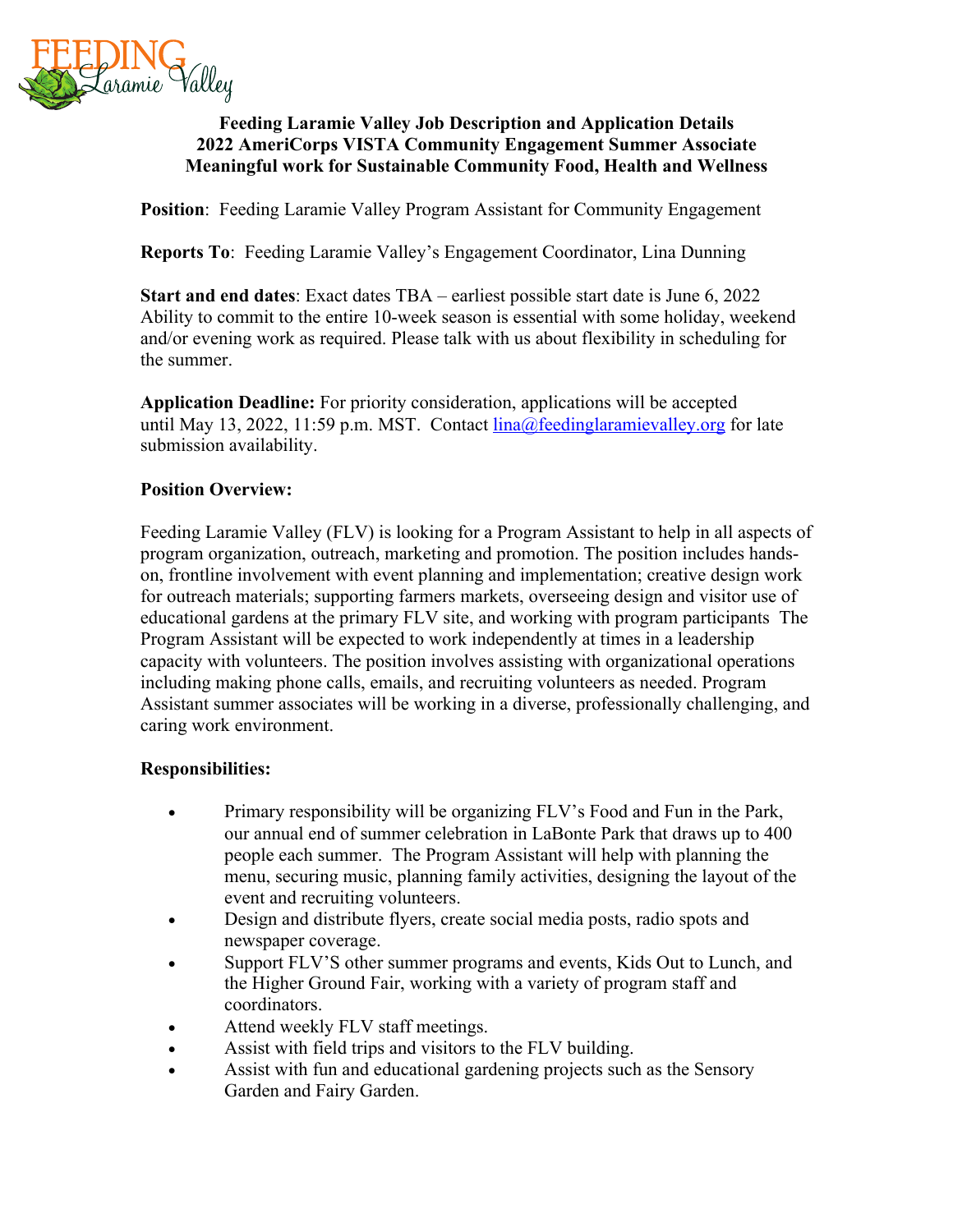FEEDING Laramie Valley

**Feeding Laramie Valley Job Description and Application Details**
**2022 AmeriCorps VISTA Community Engagement Summer Associate**
**Meaningful work for Sustainable Community Food, Health and Wellness**

**Position**: Feeding Laramie Valley Program Assistant for Community Engagement

**Reports To**: Feeding Laramie Valley's Engagement Coordinator, Lina Dunning

**Start and end dates**: Exact dates TBA – earliest possible start date is June 6, 2022
Ability to commit to the entire 10-week season is essential with some holiday, weekend and/or evening work as required. Please talk with us about flexibility in scheduling for the summer.

**Application Deadline:** For priority consideration, applications will be accepted until May 13, 2022, 11:59 p.m. MST. Contact lina@feedinglaramievalley.org for late submission availability.

**Position Overview:**

Feeding Laramie Valley (FLV) is looking for a Program Assistant to help in all aspects of program organization, outreach, marketing and promotion. The position includes hands-on, frontline involvement with event planning and implementation; creative design work for outreach materials; supporting farmers markets, overseeing design and visitor use of educational gardens at the primary FLV site, and working with program participants The Program Assistant will be expected to work independently at times in a leadership capacity with volunteers. The position involves assisting with organizational operations including making phone calls, emails, and recruiting volunteers as needed. Program Assistant summer associates will be working in a diverse, professionally challenging, and caring work environment.

**Responsibilities:**

- Primary responsibility will be organizing FLV's Food and Fun in the Park, our annual end of summer celebration in LaBonte Park that draws up to 400 people each summer. The Program Assistant will help with planning the menu, securing music, planning family activities, designing the layout of the event and recruiting volunteers.
- Design and distribute flyers, create social media posts, radio spots and newspaper coverage.
- Support FLV'S other summer programs and events, Kids Out to Lunch, and the Higher Ground Fair, working with a variety of program staff and coordinators.
- Attend weekly FLV staff meetings.
- Assist with field trips and visitors to the FLV building.
- Assist with fun and educational gardening projects such as the Sensory Garden and Fairy Garden.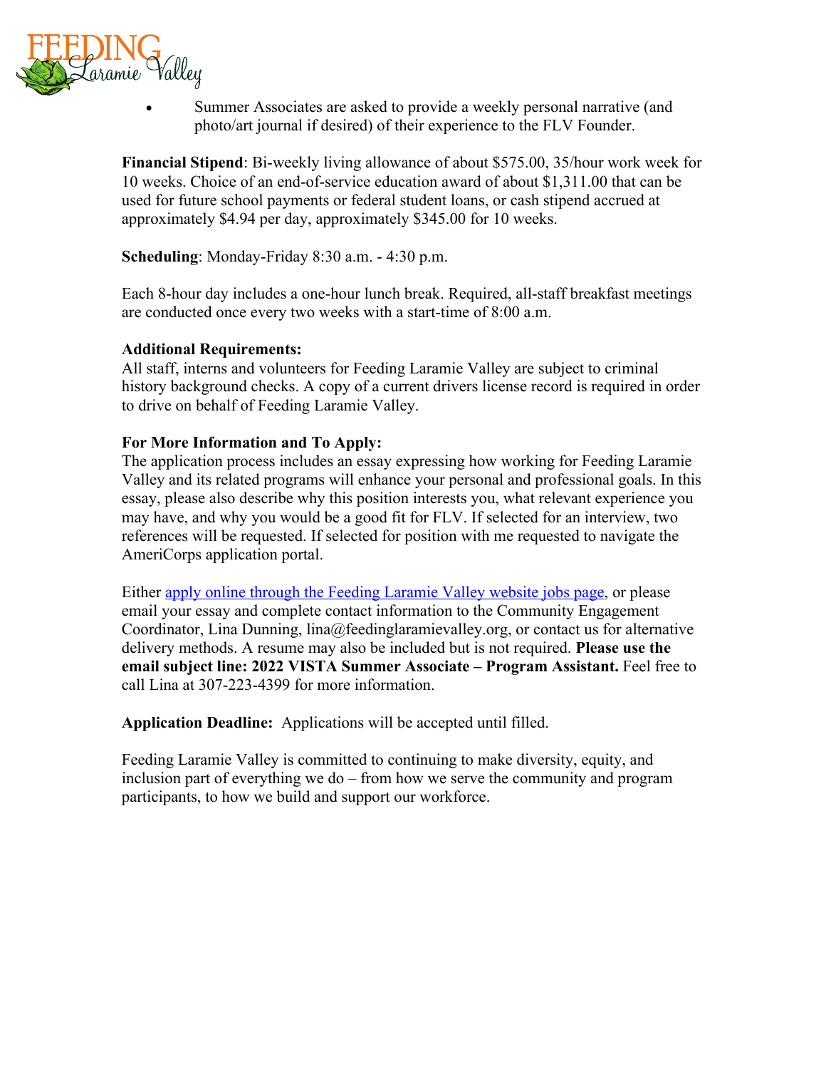- Summer Associates are asked to provide a weekly personal narrative (and photo/art journal if desired) of their experience to the FLV Founder.

**Financial Stipend**: Bi-weekly living allowance of about $575.00, 35/hour work week for 10 weeks. Choice of an end-of-service education award of about $1,311.00 that can be used for future school payments or federal student loans, or cash stipend accrued at approximately $4.94 per day, approximately $345.00 for 10 weeks.

**Scheduling**: Monday-Friday 8:30 a.m. - 4:30 p.m.

Each 8-hour day includes a one-hour lunch break. Required, all-staff breakfast meetings are conducted once every two weeks with a start-time of 8:00 a.m.

**Additional Requirements:**
All staff, interns and volunteers for Feeding Laramie Valley are subject to criminal history background checks. A copy of a current drivers license record is required in order to drive on behalf of Feeding Laramie Valley.

**For More Information and To Apply:**
The application process includes an essay expressing how working for Feeding Laramie Valley and its related programs will enhance your personal and professional goals. In this essay, please also describe why this position interests you, what relevant experience you may have, and why you would be a good fit for FLV. If selected for an interview, two references will be requested. If selected for position with me requested to navigate the AmeriCorps application portal.

Either apply online through the Feeding Laramie Valley website jobs page, or please email your essay and complete contact information to the Community Engagement Coordinator, Lina Dunning, lina@feedinglaramievalley.org, or contact us for alternative delivery methods. A resume may also be included but is not required. **Please use the email subject line: 2022 VISTA Summer Associate – Program Assistant.** Feel free to call Lina at 307-223-4399 for more information.

**Application Deadline:** Applications will be accepted until filled.

Feeding Laramie Valley is committed to continuing to make diversity, equity, and inclusion part of everything we do – from how we serve the community and program participants, to how we build and support our workforce.